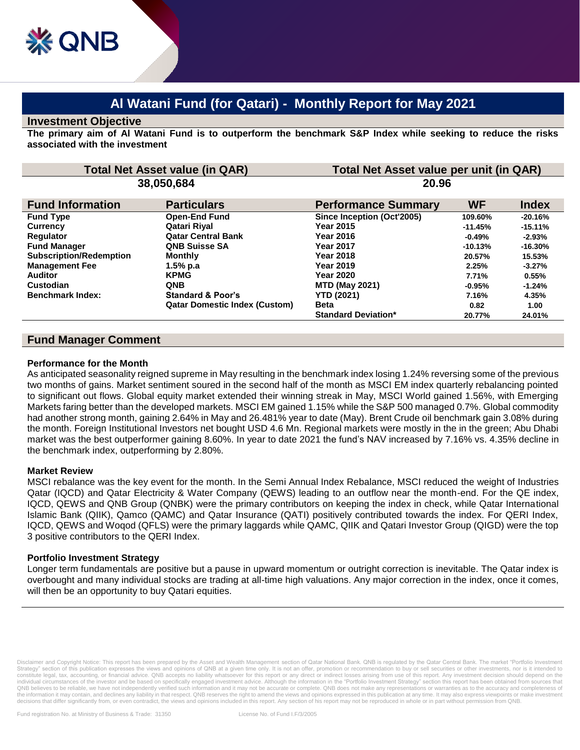# Al Watani Fund (for Qatari) - Monthly Report for May 2021

## Investment Objective

**The primary aim of Al Watani Fund is to outperform the benchmark S&P Index while seeking to reduce the risks associated with the investment**

| Total Net Asset value (in QAR) | Total Net Asset value per unit (in QAR) |
|---|---|
| 38,050,684 | 20.96 |

| Fund Information | Particulars | Performance Summary | WF | Index |
|---|---|---|---|---|
| Fund Type | Open-End Fund | Since Inception (Oct'2005) | 109.60% | -20.16% |
| Currency | Qatari Riyal | Year 2015 | -11.45% | -15.11% |
| Regulator | Qatar Central Bank | Year 2016 | -0.49% | -2.93% |
| Fund Manager | QNB Suisse SA | Year 2017 | -10.13% | -16.30% |
| Subscription/Redemption | Monthly | Year 2018 | 20.57% | 15.53% |
| Management Fee | 1.5% p.a | Year 2019 | 2.25% | -3.27% |
| Auditor | KPMG | Year 2020 | 7.71% | 0.55% |
| Custodian | QNB | MTD (May 2021) | -0.95% | -1.24% |
| Benchmark Index: | Standard & Poor's | YTD (2021) | 7.16% | 4.35% |
| | Qatar Domestic Index (Custom) | Beta | 0.82 | 1.00 |
| | | Standard Deviation* | 20.77% | 24.01% |

## Fund Manager Comment

### Performance for the Month

As anticipated seasonality reigned supreme in May resulting in the benchmark index losing 1.24% reversing some of the previous two months of gains. Market sentiment soured in the second half of the month as MSCI EM index quarterly rebalancing pointed to significant out flows. Global equity market extended their winning streak in May, MSCI World gained 1.56%, with Emerging Markets faring better than the developed markets. MSCI EM gained 1.15% while the S&P 500 managed 0.7%. Global commodity had another strong month, gaining 2.64% in May and 26.481% year to date (May). Brent Crude oil benchmark gain 3.08% during the month. Foreign Institutional Investors net bought USD 4.6 Mn. Regional markets were mostly in the in the green; Abu Dhabi market was the best outperformer gaining 8.60%. In year to date 2021 the fund's NAV increased by 7.16% vs. 4.35% decline in the benchmark index, outperforming by 2.80%.

### Market Review

MSCI rebalance was the key event for the month. In the Semi Annual Index Rebalance, MSCI reduced the weight of Industries Qatar (IQCD) and Qatar Electricity & Water Company (QEWS) leading to an outflow near the month-end. For the QE index, IQCD, QEWS and QNB Group (QNBK) were the primary contributors on keeping the index in check, while Qatar International Islamic Bank (QIIK), Qamco (QAMC) and Qatar Insurance (QATI) positively contributed towards the index. For QERI Index, IQCD, QEWS and Woqod (QFLS) were the primary laggards while QAMC, QIIK and Qatari Investor Group (QIGD) were the top 3 positive contributors to the QERI Index.

### Portfolio Investment Strategy

Longer term fundamentals are positive but a pause in upward momentum or outright correction is inevitable. The Qatar index is overbought and many individual stocks are trading at all-time high valuations. Any major correction in the index, once it comes, will then be an opportunity to buy Qatari equities.

Disclaimer and Copyright Notice: This report has been prepared by the Asset and Wealth Management section of Qatar National Bank. QNB is regulated by the Qatar Central Bank. The market "Portfolio Investment Strategy" section of this publication expresses the views and opinions of QNB at a given time only. It is not an offer, promotion or recommendation to buy or sell securities or other investments, nor is it intended to constitute legal, tax, accounting, or financial advice. QNB accepts no liability whatsoever for this report or any direct or indirect losses arising from use of this report. Any investment decision should depend on the individual circumstances of the investor and be based on specifically engaged investment advice. Although the information in the "Portfolio Investment Strategy" section this report has been obtained from sources that QNB believes to be reliable, we have not independently verified such information and it may not be accurate or complete. QNB does not make any representations or warranties as to the accuracy and completeness of the information it may contain, and declines any liability in that respect. QNB reserves the right to amend the views and opinions expressed in this publication at any time. It may also express viewpoints or make investment decisions that differ significantly from, or even contradict, the views and opinions included in this report. Any section of his report may not be reproduced in whole or in part without permission from QNB.

Fund registration No. at Ministry of Business & Trade: 31350 License No. of Fund I.F/3/2005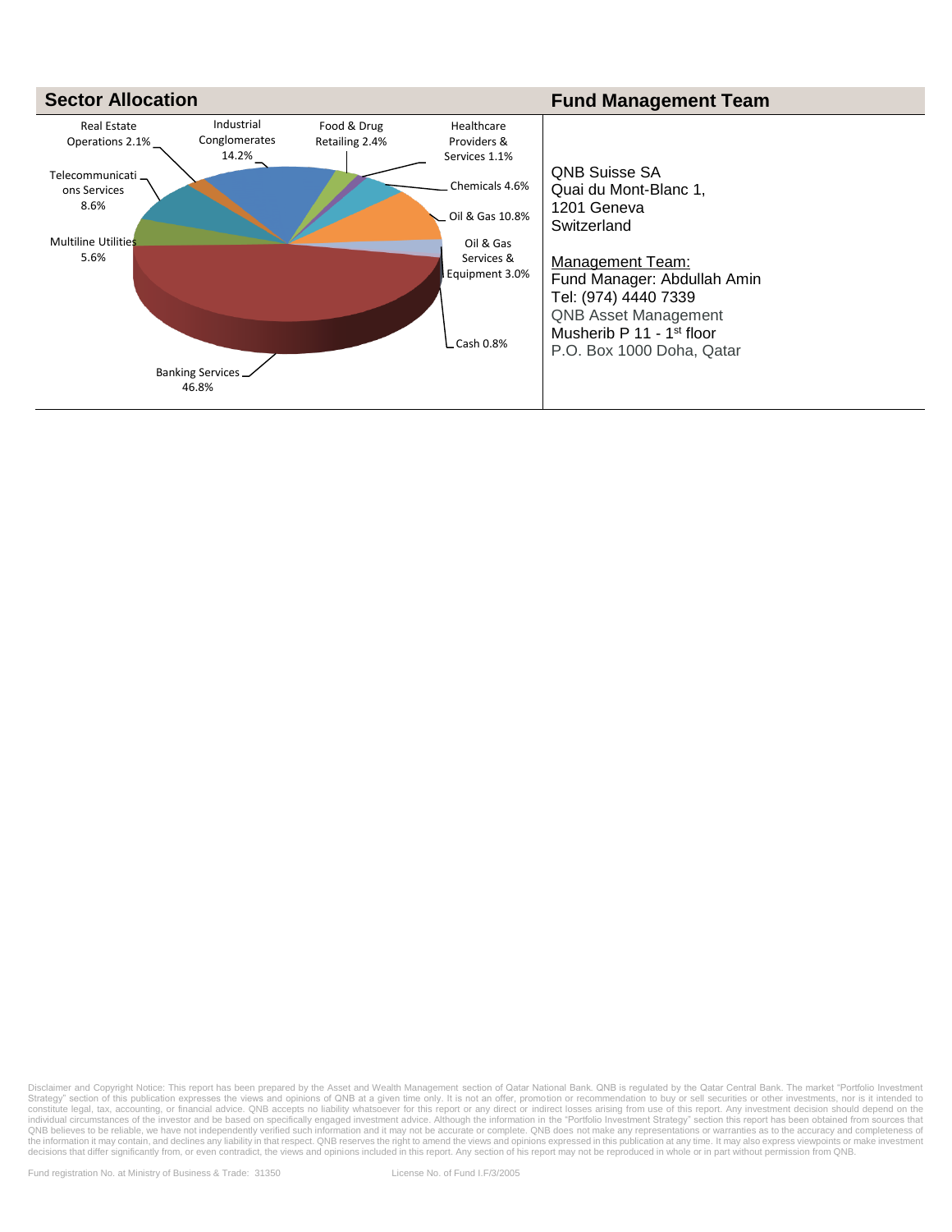## Sector Allocation

Real Estate Operations 2.1%
Industrial Conglomerates 14.2%
Food & Drug Retailing 2.4%
Healthcare Providers & Services 1.1%
Telecommunications Services 8.6%
Chemicals 4.6%
Oil & Gas 10.8%
Multiline Utilities 5.6%
Oil & Gas Services & Equipment 3.0%
Cash 0.8%
Banking Services 46.8%

## Fund Management Team

QNB Suisse SA
Quai du Mont-Blanc 1,
1201 Geneva
Switzerland

Management Team:
Fund Manager: Abdullah Amin
Tel: (974) 4440 7339
QNB Asset Management
Musherib P 11 - 1st floor
P.O. Box 1000 Doha, Qatar

Disclaimer and Copyright Notice: This report has been prepared by the Asset and Wealth Management section of Qatar National Bank. QNB is regulated by the Qatar Central Bank. The market "Portfolio Investment Strategy" section of this publication expresses the views and opinions of QNB at a given time only. It is not an offer, promotion or recommendation to buy or sell securities or other investments, nor is it intended to constitute legal, tax, accounting, or financial advice. QNB accepts no liability whatsoever for this report or any direct or indirect losses arising from use of this report. Any investment decision should depend on the individual circumstances of the investor and be based on specifically engaged investment advice. Although the information in the "Portfolio Investment Strategy" section this report has been obtained from sources that QNB believes to be reliable, we have not independently verified such information and it may not be accurate or complete. QNB does not make any representations or warranties as to the accuracy and completeness of the information it may contain, and declines any liability in that respect. QNB reserves the right to amend the views and opinions expressed in this publication at any time. It may also express viewpoints or make investment decisions that differ significantly from, or even contradict, the views and opinions included in this report. Any section of his report may not be reproduced in whole or in part without permission from QNB.

Fund registration No. at Ministry of Business & Trade: 31350 License No. of Fund I.F/3/2005